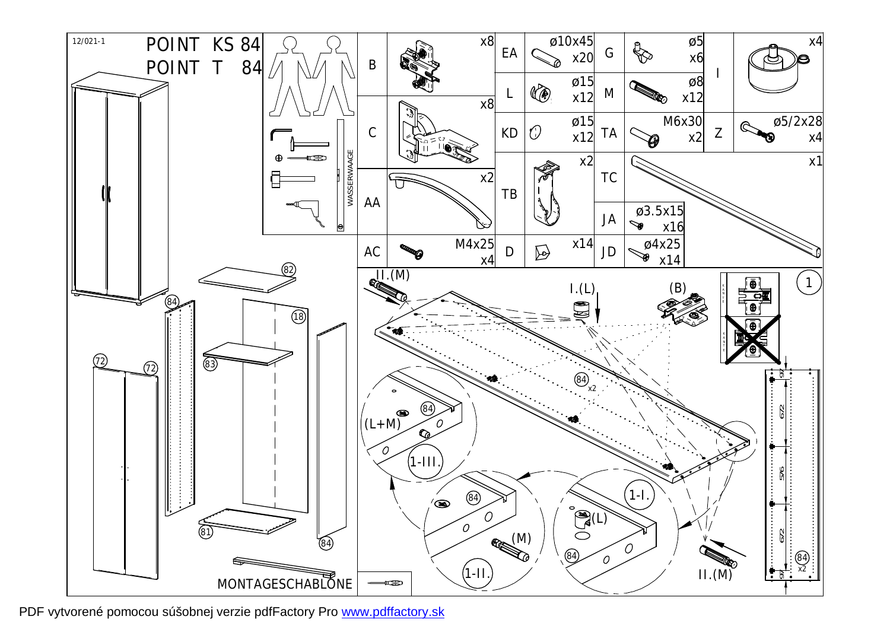12/021-1

# POINT KS 84
# POINT T 84

WASSERWAAGE

| Code | Size | Qty |
|---|---|---|
| B | | x8 |
| C | | x8 |
| AA | | x2 |
| AC | M4x25 | x4 |
| EA | ø10x45 | x20 |
| L | ø15 | x12 |
| KD | ø15 | x12 |
| TB | | x2 |
| D | | x14 |
| G | ø5 | x6 |
| M | ø8 | x12 |
| TA | M6x30 | x2 |
| TC | | x1 |
| JA | ø3.5x15 | x16 |
| JD | ø4x25 | x14 |
| I | | x4 |
| Z | ø5/2x28 | x4 |

82, 84, 18, 72, 72, 83, 81, 84

MONTAGESCHABLONE

1

II.(M)

I.(L)

(B)

KANTE

84 x2

(L+M)

84

1-III.

84

(M)

1-II.

1-I.

(L)

84

II.(M)

97, 672, 576, 672, 97

84 x2

PDF vytvorené pomocou súšobnej verzie pdfFactory Pro www.pdffactory.sk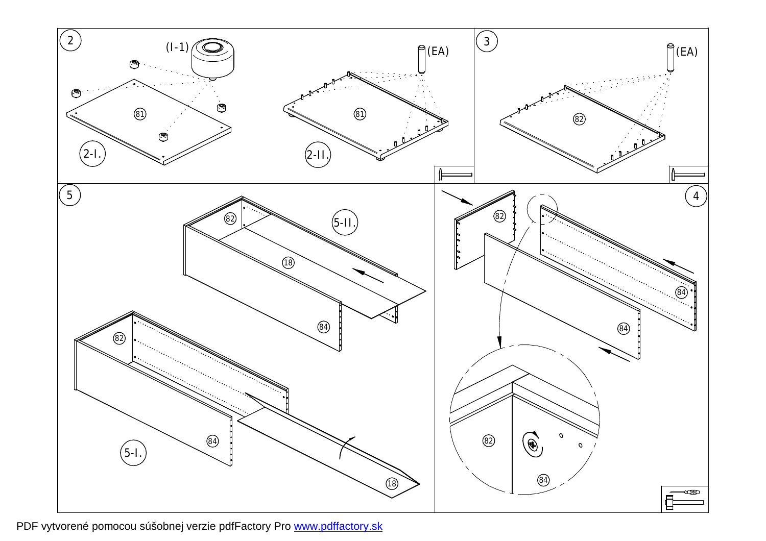2

(I-1)

(EA)

81

2-I.

2-II.

3

(EA)

82

5

82

5-II.

18

84

82

84

5-I.

18

4

82

84

84

82

84

PDF vytvorené pomocou súšobnej verzie pdfFactory Pro www.pdffactory.sk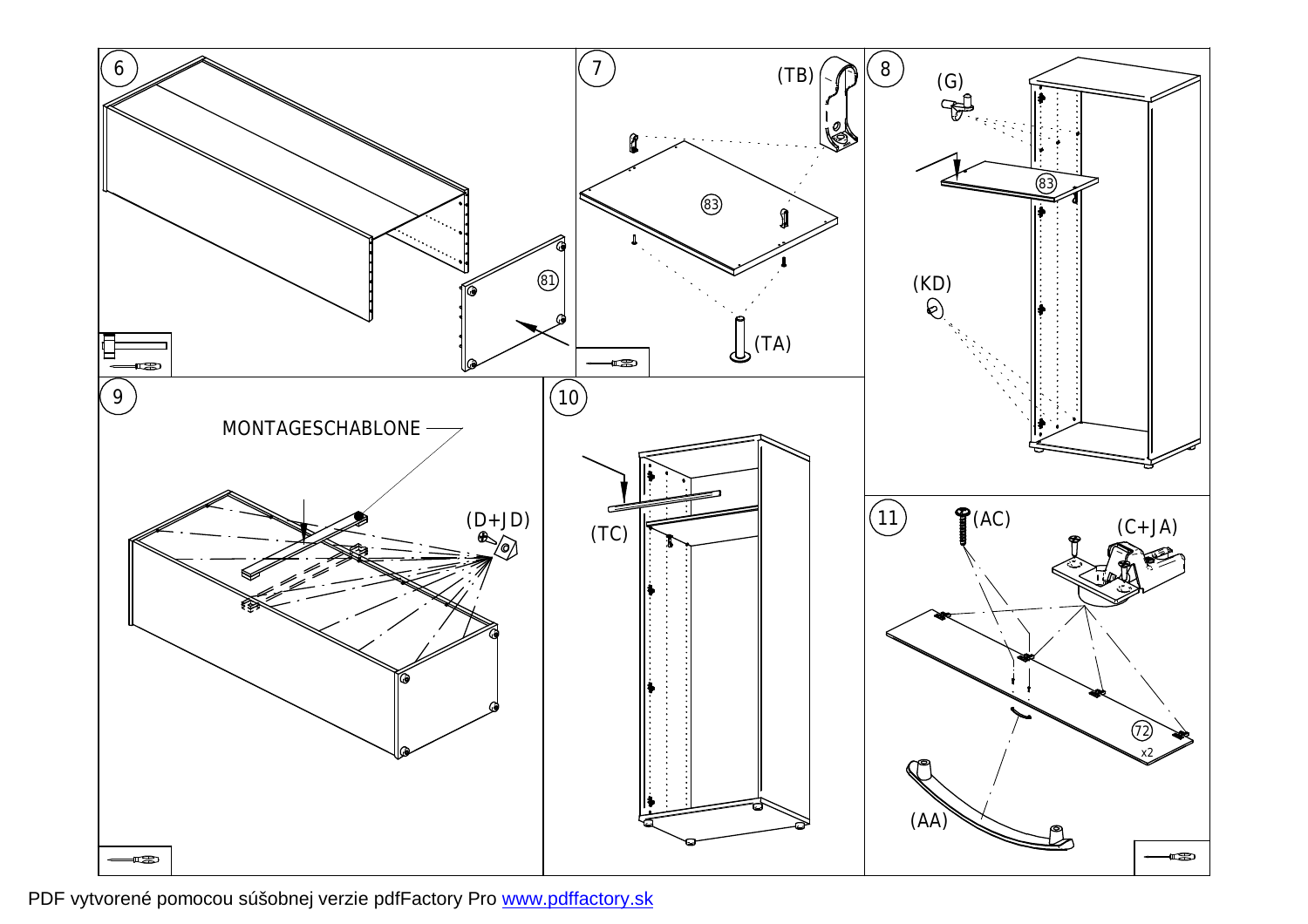6

81

7

(TB)

83

(TA)

8

(G)

83

(KD)

9

MONTAGESCHABLONE

(D+JD)

10

(TC)

11

(AC)

(C+JA)

72

x2

(AA)

PDF vytvorené pomocou súšobnej verzie pdfFactory Pro www.pdffactory.sk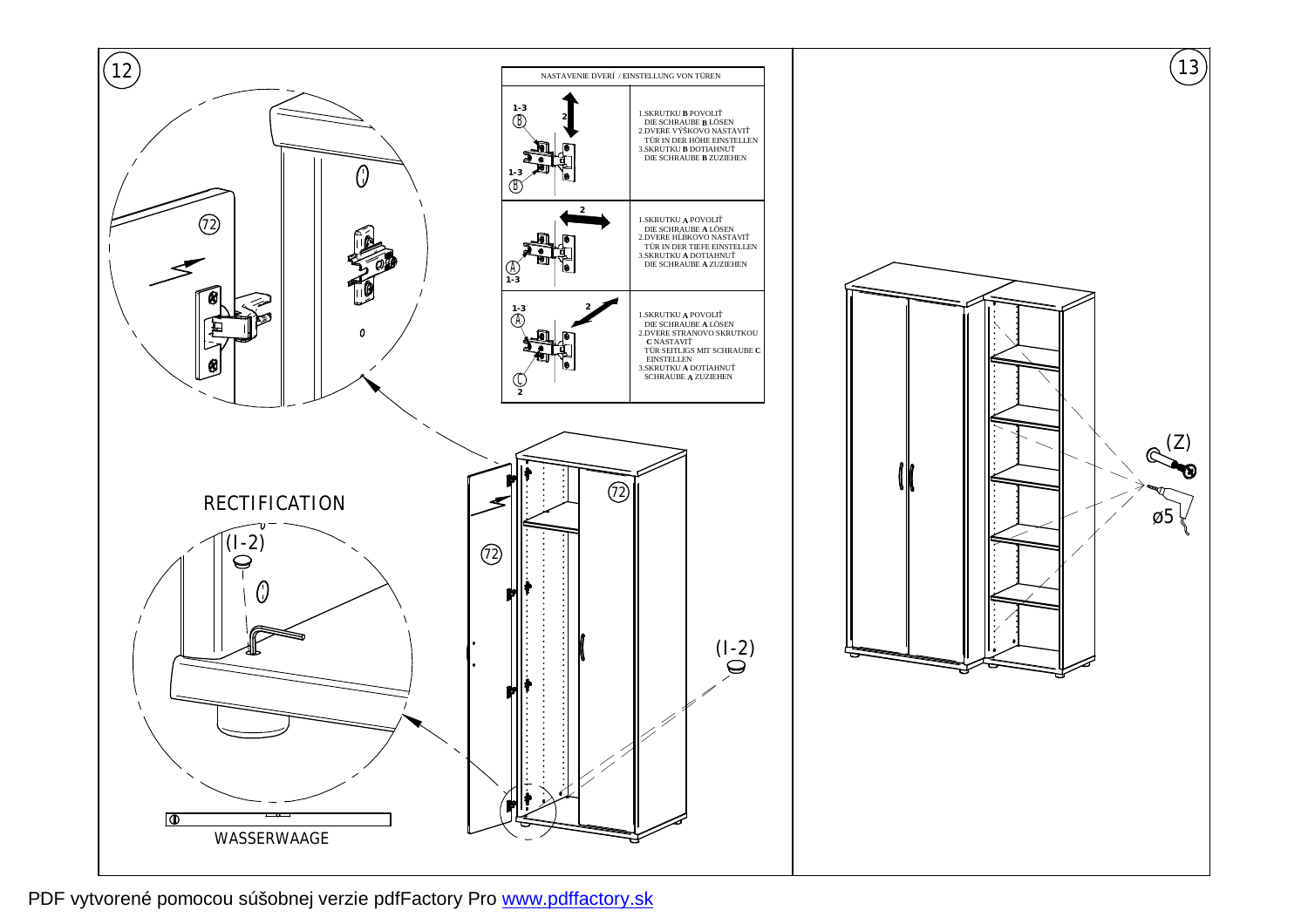12

NASTAVENIE DVERÍ / EINSTELLUNG VON TÜREN

| | |
|---|---|
| 1-3 B, 2, 1-3 B | 1.SKRUTKU **B** POVOLIŤ<br>DIE SCHRAUBE **B** LÖSEN<br>2.DVERE VÝŠKOVO NASTAVIŤ<br>TÜR IN DER HÖHE EINSTELLEN<br>3.SKRUTKU **B** DOTIAHNUŤ<br>DIE SCHRAUBE **B** ZUZIEHEN |
| 2, A 1-3 | 1.SKRUTKU **A** POVOLIŤ<br>DIE SCHRAUBE **A** LÖSEN<br>2.DVERE HĹBKOVO NASTAVIŤ<br>TÜR IN DER TIEFE EINSTELLEN<br>3.SKRUTKU **A** DOTIAHNUŤ<br>DIE SCHRAUBE **A** ZUZIEHEN |
| 1-3 A, 2, C 2 | 1.SKRUTKU **A** POVOLIŤ<br>DIE SCHRAUBE **A** LÖSEN<br>2.DVERE STRANOVO SKRUTKOU **C** NASTAVIŤ<br>TÜR SEITLIGS MIT SCHRAUBE **C** EINSTELLEN<br>3.SKRUTKU **A** DOTIAHNUŤ<br>SCHRAUBE **A** ZUZIEHEN |

72

72

72

RECTIFICATION

(I-2)

(I-2)

WASSERWAAGE

13

(Z)

ø5

PDF vytvorené pomocou súšobnej verzie pdfFactory Pro www.pdffactory.sk